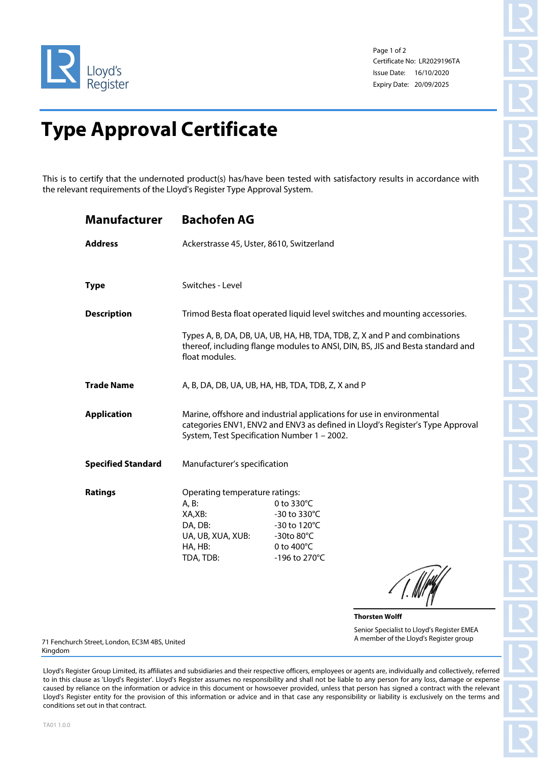Lloyd's Register

Certificate No: LR2029196TA
Issue Date: 16/10/2020
Expiry Date: 20/09/2025

# Type Approval Certificate

This is to certify that the undernoted product(s) has/have been tested with satisfactory results in accordance with the relevant requirements of the Lloyd's Register Type Approval System.

## Manufacturer — Bachofen AG

**Address**
Ackerstrasse 45, Uster, 8610, Switzerland

**Type**
Switches - Level

**Description**
Trimod Besta float operated liquid level switches and mounting accessories.

Types A, B, DA, DB, UA, UB, HA, HB, TDA, TDB, Z, X and P and combinations thereof, including flange modules to ANSI, DIN, BS, JIS and Besta standard and float modules.

**Trade Name**
A, B, DA, DB, UA, UB, HA, HB, TDA, TDB, Z, X and P

**Application**
Marine, offshore and industrial applications for use in environmental categories ENV1, ENV2 and ENV3 as defined in Lloyd's Register's Type Approval System, Test Specification Number 1 – 2002.

**Specified Standard**
Manufacturer's specification

**Ratings**
Operating temperature ratings:

| | |
|---|---|
| A, B: | 0 to 330°C |
| XA,XB: | -30 to 330°C |
| DA, DB: | -30 to 120°C |
| UA, UB, XUA, XUB: | -30to 80°C |
| HA, HB: | 0 to 400°C |
| TDA, TDB: | -196 to 270°C |

**Thorsten Wolff**
Senior Specialist to Lloyd's Register EMEA
A member of the Lloyd's Register group

71 Fenchurch Street, London, EC3M 4BS, United Kingdom

Lloyd's Register Group Limited, its affiliates and subsidiaries and their respective officers, employees or agents are, individually and collectively, referred to in this clause as 'Lloyd's Register'. Lloyd's Register assumes no responsibility and shall not be liable to any person for any loss, damage or expense caused by reliance on the information or advice in this document or howsoever provided, unless that person has signed a contract with the relevant Lloyd's Register entity for the provision of this information or advice and in that case any responsibility or liability is exclusively on the terms and conditions set out in that contract.

TA01 1.0.0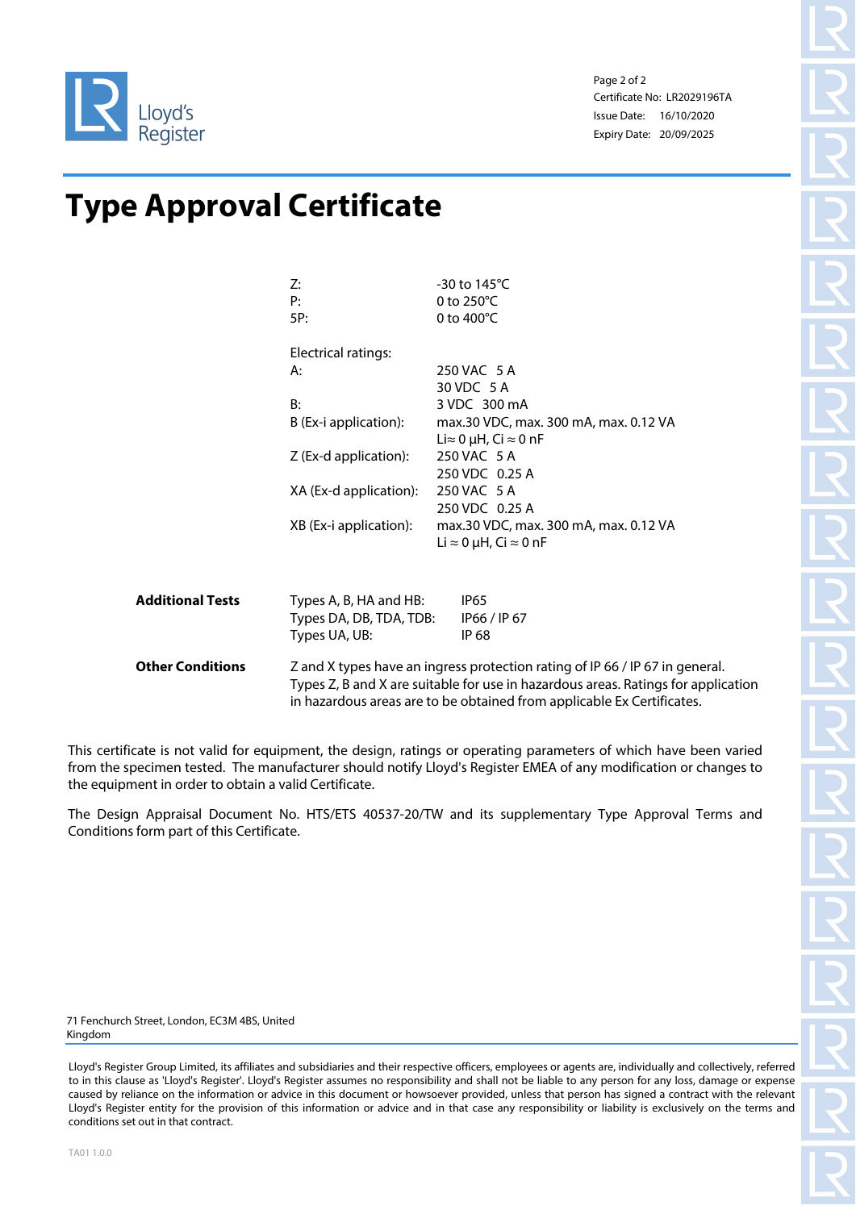# Type Approval Certificate

| | |
|---|---|
| Z: | -30 to 145°C |
| P: | 0 to 250°C |
| 5P: | 0 to 400°C |

Electrical ratings:

| | |
|---|---|
| A: | 250 VAC 5 A<br>30 VDC 5 A |
| B: | 3 VDC 300 mA |
| B (Ex-i application): | max.30 VDC, max. 300 mA, max. 0.12 VA<br>Li≈ 0 µH, Ci ≈ 0 nF |
| Z (Ex-d application): | 250 VAC 5 A<br>250 VDC 0.25 A |
| XA (Ex-d application): | 250 VAC 5 A<br>250 VDC 0.25 A |
| XB (Ex-i application): | max.30 VDC, max. 300 mA, max. 0.12 VA<br>Li ≈ 0 µH, Ci ≈ 0 nF |

**Additional Tests**

| | |
|---|---|
| Types A, B, HA and HB: | IP65 |
| Types DA, DB, TDA, TDB: | IP66 / IP 67 |
| Types UA, UB: | IP 68 |

**Other Conditions**

Z and X types have an ingress protection rating of IP 66 / IP 67 in general. Types Z, B and X are suitable for use in hazardous areas. Ratings for application in hazardous areas are to be obtained from applicable Ex Certificates.

This certificate is not valid for equipment, the design, ratings or operating parameters of which have been varied from the specimen tested. The manufacturer should notify Lloyd's Register EMEA of any modification or changes to the equipment in order to obtain a valid Certificate.

The Design Appraisal Document No. HTS/ETS 40537-20/TW and its supplementary Type Approval Terms and Conditions form part of this Certificate.

71 Fenchurch Street, London, EC3M 4BS, United Kingdom

Lloyd's Register Group Limited, its affiliates and subsidiaries and their respective officers, employees or agents are, individually and collectively, referred to in this clause as 'Lloyd's Register'. Lloyd's Register assumes no responsibility and shall not be liable to any person for any loss, damage or expense caused by reliance on the information or advice in this document or howsoever provided, unless that person has signed a contract with the relevant Lloyd's Register entity for the provision of this information or advice and in that case any responsibility or liability is exclusively on the terms and conditions set out in that contract.